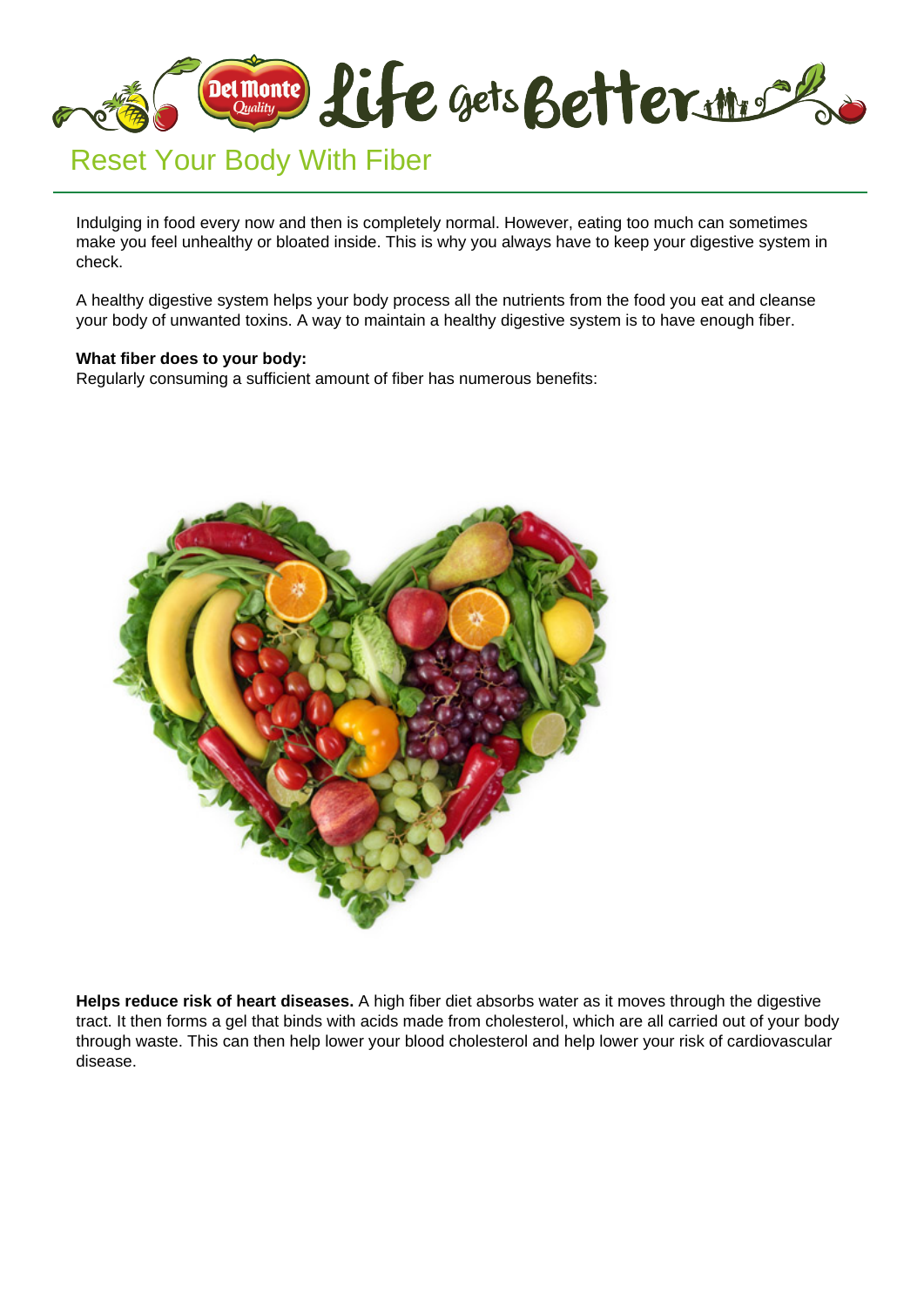# Reset Your Body With Fiber

Indulging in food every now and then is completely normal. However, eating too much can sometimes make you feel unhealthy or bloated inside. This is why you always have to keep your digestive system in check.

A healthy digestive system helps your body process all the nutrients from the food you eat and cleanse your body of unwanted toxins. A way to maintain a healthy digestive system is to have enough fiber.

**What fiber does to your body:**
Regularly consuming a sufficient amount of fiber has numerous benefits:

**Helps reduce risk of heart diseases.** A high fiber diet absorbs water as it moves through the digestive tract. It then forms a gel that binds with acids made from cholesterol, which are all carried out of your body through waste. This can then help lower your blood cholesterol and help lower your risk of cardiovascular disease.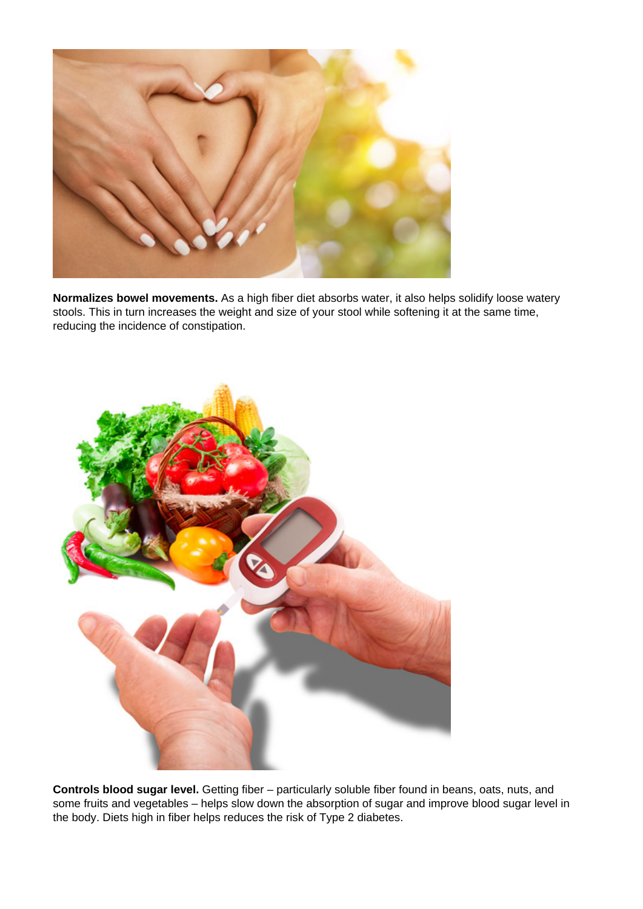**Normalizes bowel movements.** As a high fiber diet absorbs water, it also helps solidify loose watery stools. This in turn increases the weight and size of your stool while softening it at the same time, reducing the incidence of constipation.

**Controls blood sugar level.** Getting fiber – particularly soluble fiber found in beans, oats, nuts, and some fruits and vegetables – helps slow down the absorption of sugar and improve blood sugar level in the body. Diets high in fiber helps reduces the risk of Type 2 diabetes.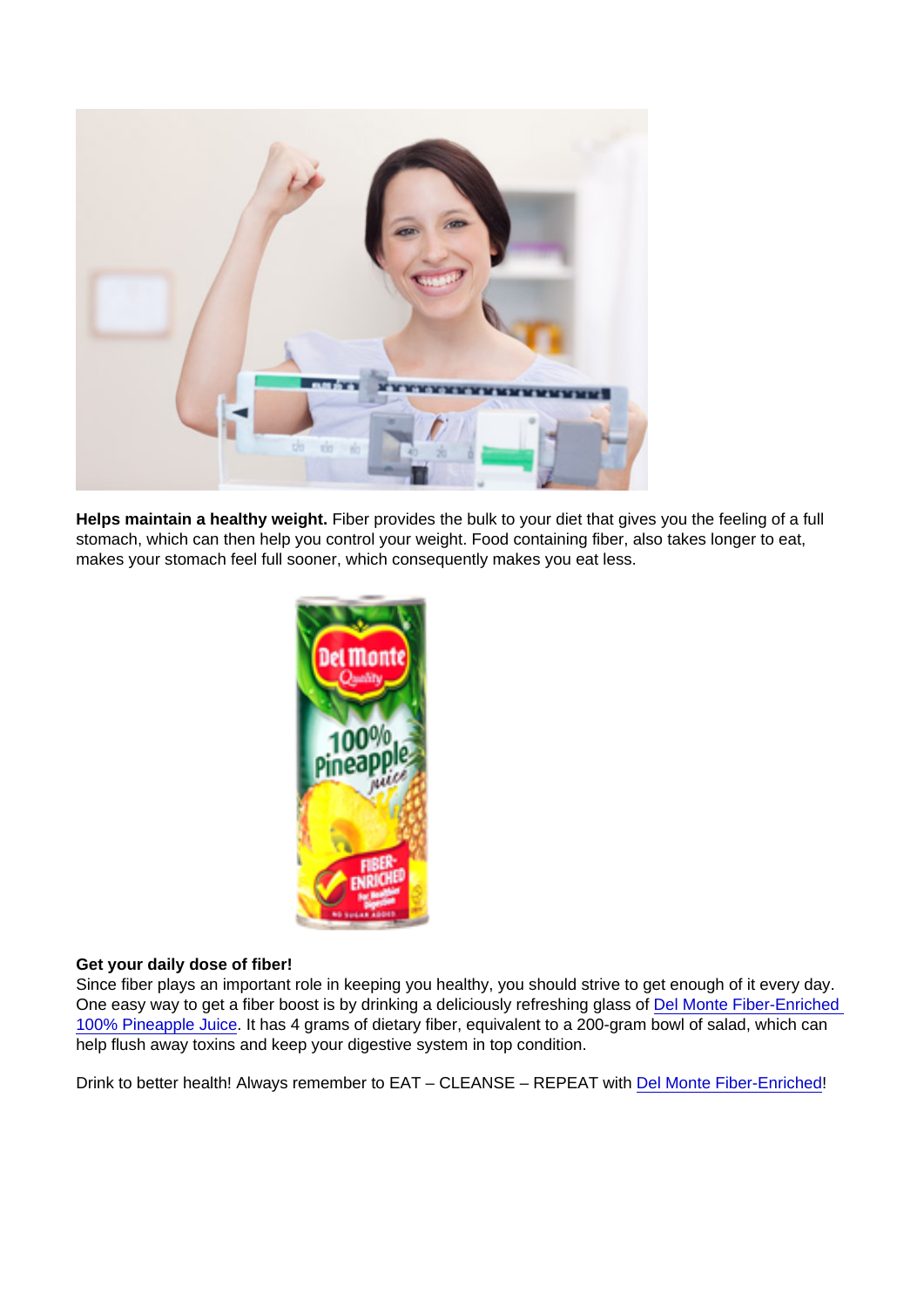**Helps maintain a healthy weight.** Fiber provides the bulk to your diet that gives you the feeling of a full stomach, which can then help you control your weight. Food containing fiber, also takes longer to eat, makes your stomach feel full sooner, which consequently makes you eat less.

**Get your daily dose of fiber!**
Since fiber plays an important role in keeping you healthy, you should strive to get enough of it every day. One easy way to get a fiber boost is by drinking a deliciously refreshing glass of Del Monte Fiber-Enriched 100% Pineapple Juice. It has 4 grams of dietary fiber, equivalent to a 200-gram bowl of salad, which can help flush away toxins and keep your digestive system in top condition.

Drink to better health! Always remember to EAT – CLEANSE – REPEAT with Del Monte Fiber-Enriched!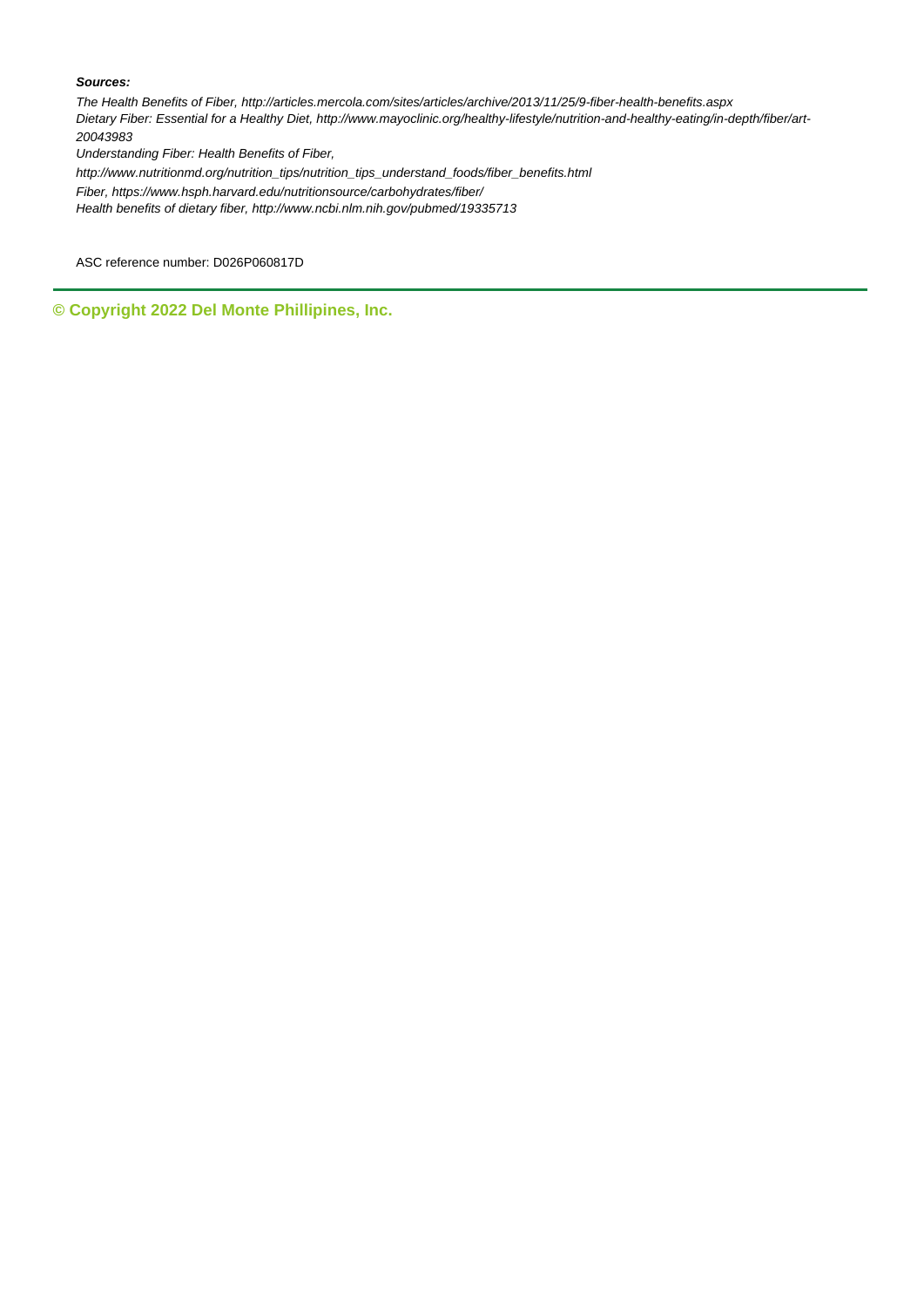***Sources:***

*The Health Benefits of Fiber, http://articles.mercola.com/sites/articles/archive/2013/11/25/9-fiber-health-benefits.aspx*
*Dietary Fiber: Essential for a Healthy Diet, http://www.mayoclinic.org/healthy-lifestyle/nutrition-and-healthy-eating/in-depth/fiber/art-20043983*
*Understanding Fiber: Health Benefits of Fiber, http://www.nutritionmd.org/nutrition_tips/nutrition_tips_understand_foods/fiber_benefits.html*
*Fiber, https://www.hsph.harvard.edu/nutritionsource/carbohydrates/fiber/*
*Health benefits of dietary fiber, http://www.ncbi.nlm.nih.gov/pubmed/19335713*

ASC reference number: D026P060817D

---

**© Copyright 2022 Del Monte Phillipines, Inc.**